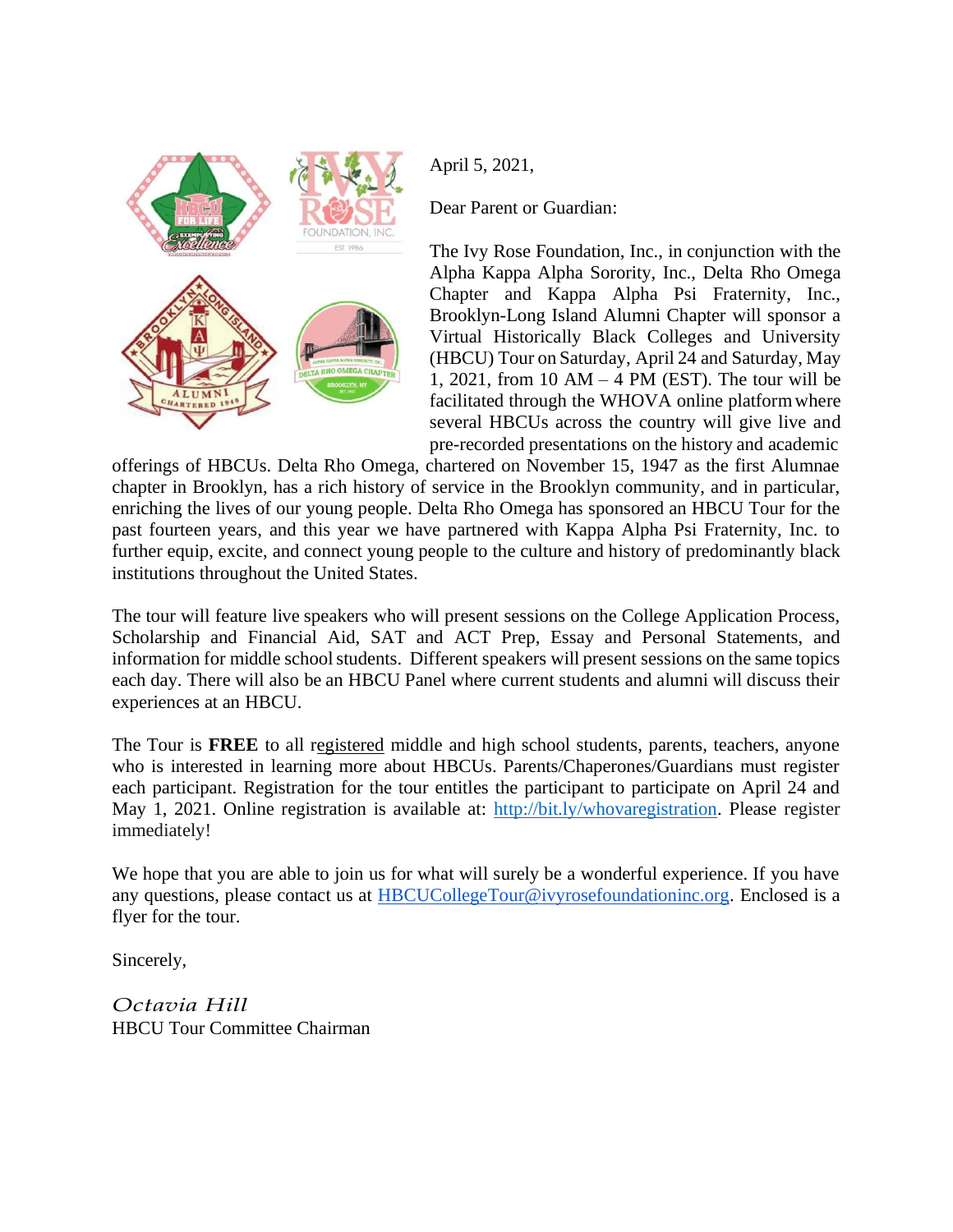April 5, 2021,

Dear Parent or Guardian:

The Ivy Rose Foundation, Inc., in conjunction with the Alpha Kappa Alpha Sorority, Inc., Delta Rho Omega Chapter and Kappa Alpha Psi Fraternity, Inc., Brooklyn-Long Island Alumni Chapter will sponsor a Virtual Historically Black Colleges and University (HBCU) Tour on Saturday, April 24 and Saturday, May 1, 2021, from 10 AM – 4 PM (EST). The tour will be facilitated through the WHOVA online platform where several HBCUs across the country will give live and pre-recorded presentations on the history and academic offerings of HBCUs. Delta Rho Omega, chartered on November 15, 1947 as the first Alumnae chapter in Brooklyn, has a rich history of service in the Brooklyn community, and in particular, enriching the lives of our young people. Delta Rho Omega has sponsored an HBCU Tour for the past fourteen years, and this year we have partnered with Kappa Alpha Psi Fraternity, Inc. to further equip, excite, and connect young people to the culture and history of predominantly black institutions throughout the United States.

The tour will feature live speakers who will present sessions on the College Application Process, Scholarship and Financial Aid, SAT and ACT Prep, Essay and Personal Statements, and information for middle school students. Different speakers will present sessions on the same topics each day. There will also be an HBCU Panel where current students and alumni will discuss their experiences at an HBCU.

The Tour is **FREE** to all registered middle and high school students, parents, teachers, anyone who is interested in learning more about HBCUs. Parents/Chaperones/Guardians must register each participant. Registration for the tour entitles the participant to participate on April 24 and May 1, 2021. Online registration is available at: http://bit.ly/whovaregistration. Please register immediately!

We hope that you are able to join us for what will surely be a wonderful experience. If you have any questions, please contact us at HBCUCollegeTour@ivyrosefoundationinc.org. Enclosed is a flyer for the tour.

Sincerely,

*Octavia Hill*
HBCU Tour Committee Chairman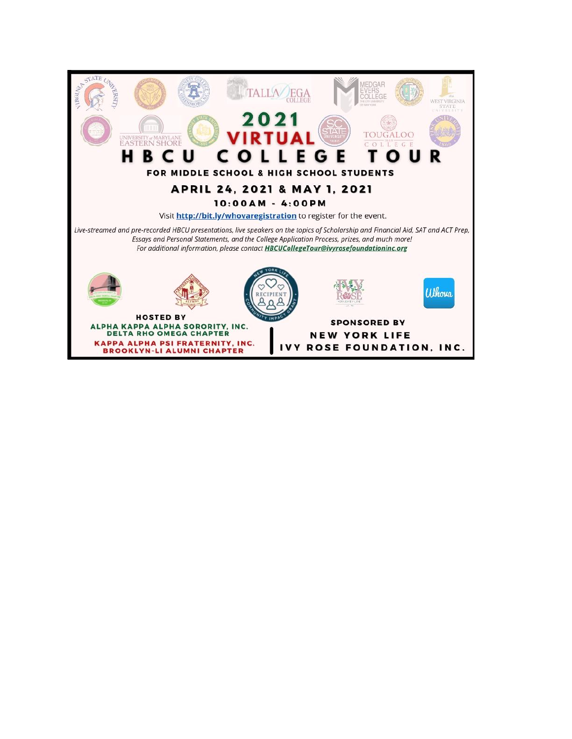# 2021 VIRTUAL HBCU COLLEGE TOUR

## FOR MIDDLE SCHOOL & HIGH SCHOOL STUDENTS

### APRIL 24, 2021 & MAY 1, 2021

**10:00AM - 4:00PM**

Visit http://bit.ly/whovaregistration to register for the event.

*Live-streamed and pre-recorded HBCU presentations, live speakers on the topics of Scholarship and Financial Aid, SAT and ACT Prep, Essays and Personal Statements, and the College Application Process, prizes, and much more!*

*For additional information, please contact* **HBCUCollegeTour@ivyrosefoundationinc.org**

**HOSTED BY**

**ALPHA KAPPA ALPHA SORORITY, INC.**
**DELTA RHO OMEGA CHAPTER**

**KAPPA ALPHA PSI FRATERNITY, INC.**
**BROOKLYN-LI ALUMNI CHAPTER**

**SPONSORED BY**

**NEW YORK LIFE**

**IVY ROSE FOUNDATION, INC.**